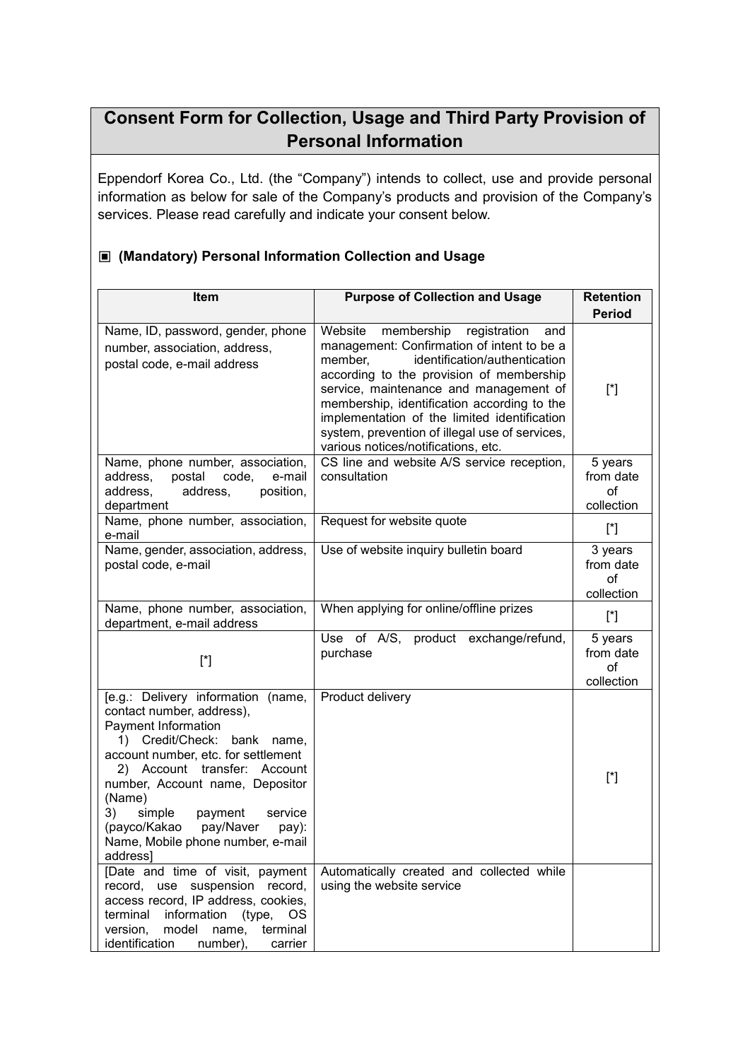# Consent Form for Collection, Usage and Third Party Provision of Personal Information

Eppendorf Korea Co., Ltd. (the "Company") intends to collect, use and provide personal information as below for sale of the Company's products and provision of the Company's services. Please read carefully and indicate your consent below.

## ▣ (Mandatory) Personal Information Collection and Usage

| Item | Purpose of Collection and Usage | Retention Period |
|---|---|---|
| Name, ID, password, gender, phone number, association, address, postal code, e-mail address | Website membership registration and management: Confirmation of intent to be a member, identification/authentication according to the provision of membership service, maintenance and management of membership, identification according to the implementation of the limited identification system, prevention of illegal use of services, various notices/notifications, etc. | [*] |
| Name, phone number, association, address, postal code, e-mail address, address, position, department | CS line and website A/S service reception, consultation | 5 years from date of collection |
| Name, phone number, association, e-mail | Request for website quote | [*] |
| Name, gender, association, address, postal code, e-mail | Use of website inquiry bulletin board | 3 years from date of collection |
| Name, phone number, association, department, e-mail address | When applying for online/offline prizes | [*] |
| [*] | Use of A/S, product exchange/refund, purchase | 5 years from date of collection |
| [e.g.: Delivery information (name, contact number, address), Payment Information 1) Credit/Check: bank name, account number, etc. for settlement 2) Account transfer: Account number, Account name, Depositor (Name) 3) simple payment service (payco/Kakao pay/Naver pay): Name, Mobile phone number, e-mail address] | Product delivery | [*] |
| [Date and time of visit, payment record, use suspension record, access record, IP address, cookies, terminal information (type, OS version, model name, terminal identification number), carrier | Automatically created and collected while using the website service | |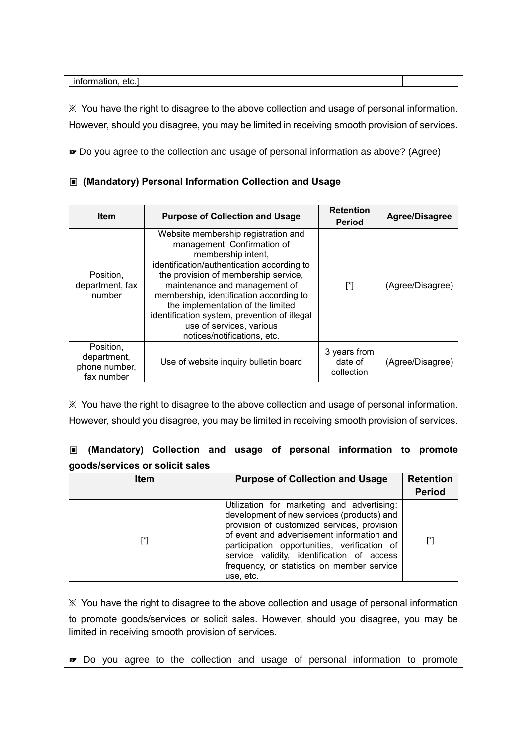| information, etc.] | | |
|---|---|---|

※ You have the right to disagree to the above collection and usage of personal information. However, should you disagree, you may be limited in receiving smooth provision of services.

☛ Do you agree to the collection and usage of personal information as above? (Agree)

### ▣ (Mandatory) Personal Information Collection and Usage

| Item | Purpose of Collection and Usage | Retention Period | Agree/Disagree |
|---|---|---|---|
| Position, department, fax number | Website membership registration and management: Confirmation of membership intent, identification/authentication according to the provision of membership service, maintenance and management of membership, identification according to the implementation of the limited identification system, prevention of illegal use of services, various notices/notifications, etc. | [*] | (Agree/Disagree) |
| Position, department, phone number, fax number | Use of website inquiry bulletin board | 3 years from date of collection | (Agree/Disagree) |

※ You have the right to disagree to the above collection and usage of personal information. However, should you disagree, you may be limited in receiving smooth provision of services.

### ▣ (Mandatory) Collection and usage of personal information to promote goods/services or solicit sales

| Item | Purpose of Collection and Usage | Retention Period |
|---|---|---|
| [*] | Utilization for marketing and advertising: development of new services (products) and provision of customized services, provision of event and advertisement information and participation opportunities, verification of service validity, identification of access frequency, or statistics on member service use, etc. | [*] |

※ You have the right to disagree to the above collection and usage of personal information to promote goods/services or solicit sales. However, should you disagree, you may be limited in receiving smooth provision of services.

☛ Do you agree to the collection and usage of personal information to promote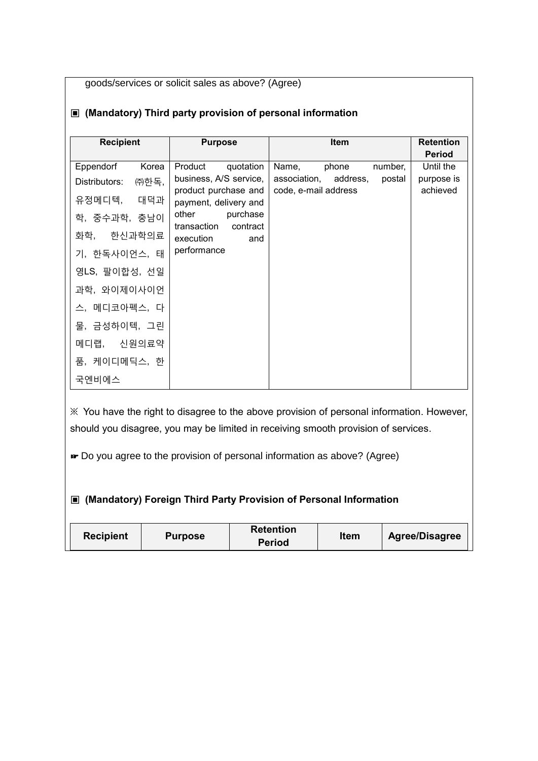goods/services or solicit sales as above? (Agree)

### ▣ (Mandatory) Third party provision of personal information

| Recipient | Purpose | Item | Retention Period |
| --- | --- | --- | --- |
| Eppendorf Korea Distributors: ㈜한독, 유정메디텍, 대덕과학, 중수과학, 충남이화학, 한신과학의료기, 한독사이언스, 태영LS, 팔이합성, 선일과학, 와이제이사이언스, 메디코아펙스, 다물, 금성하이텍, 그린메디랩, 신원의료약품, 케이디메딕스, 한국엔비에스 | Product quotation business, A/S service, product purchase and payment, delivery and other purchase transaction contract execution and performance | Name, phone number, association, address, postal code, e-mail address | Until the purpose is achieved |

※ You have the right to disagree to the above provision of personal information. However, should you disagree, you may be limited in receiving smooth provision of services.

☛ Do you agree to the provision of personal information as above? (Agree)

### ▣ (Mandatory) Foreign Third Party Provision of Personal Information

| Recipient | Purpose | Retention Period | Item | Agree/Disagree |
| --- | --- | --- | --- | --- |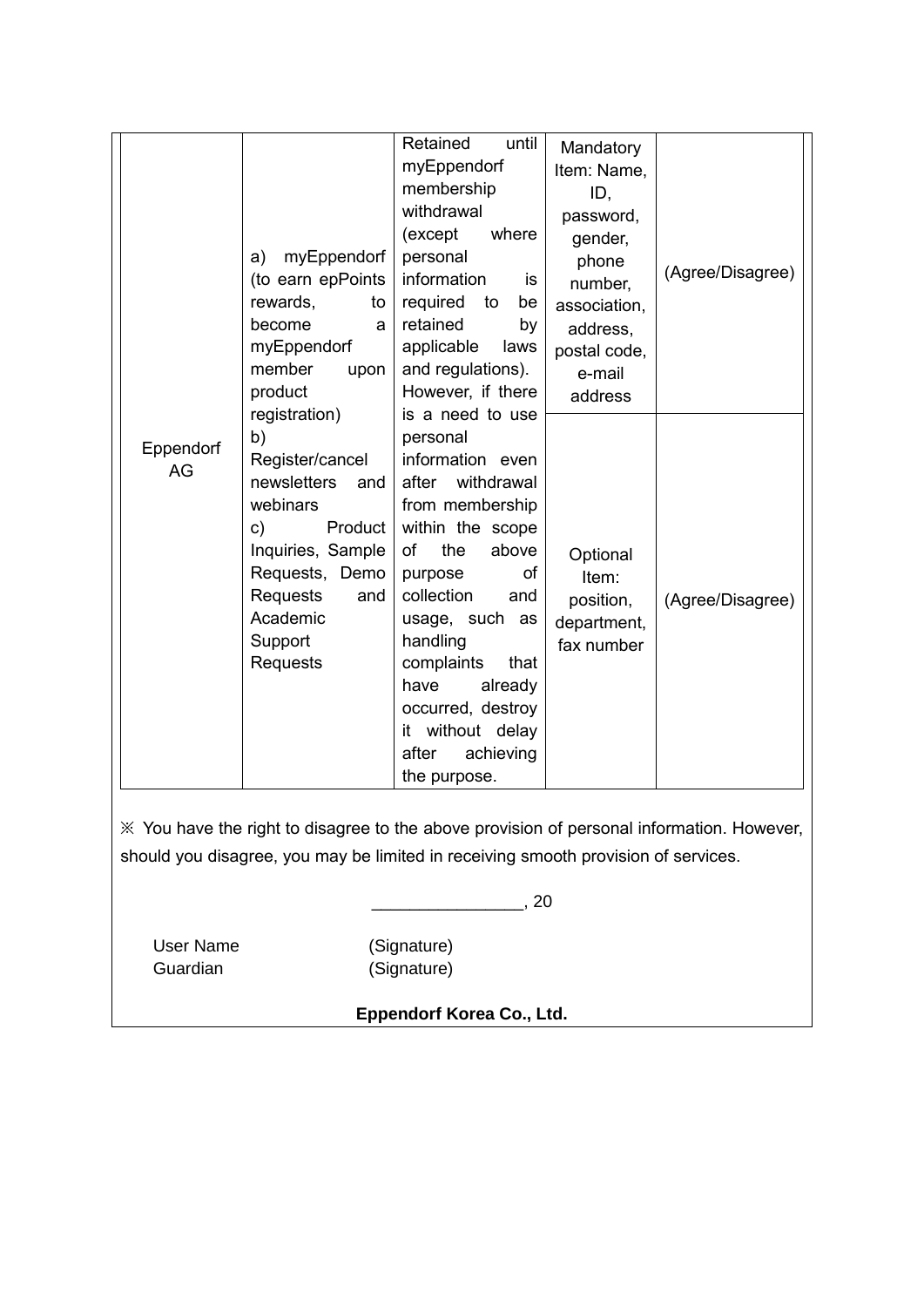| | | | | |
|---|---|---|---|---|
| Eppendorf AG | a) myEppendorf (to earn epPoints rewards, to become a myEppendorf member upon product registration)<br>b) Register/cancel newsletters and webinars<br>c) Product Inquiries, Sample Requests, Demo Requests and Academic Support Requests | Retained until myEppendorf membership withdrawal (except where personal information is required to be retained by applicable laws and regulations). However, if there is a need to use personal information even after withdrawal from membership within the scope of the above purpose of collection and usage, such as handling complaints that have already occurred, destroy it without delay after achieving the purpose. | Mandatory Item: Name, ID, password, gender, phone number, association, address, postal code, e-mail address | (Agree/Disagree) |
| | | | Optional Item: position, department, fax number | (Agree/Disagree) |

※ You have the right to disagree to the above provision of personal information. However, should you disagree, you may be limited in receiving smooth provision of services.

_______________, 20

User Name (Signature)
Guardian (Signature)

**Eppendorf Korea Co., Ltd.**